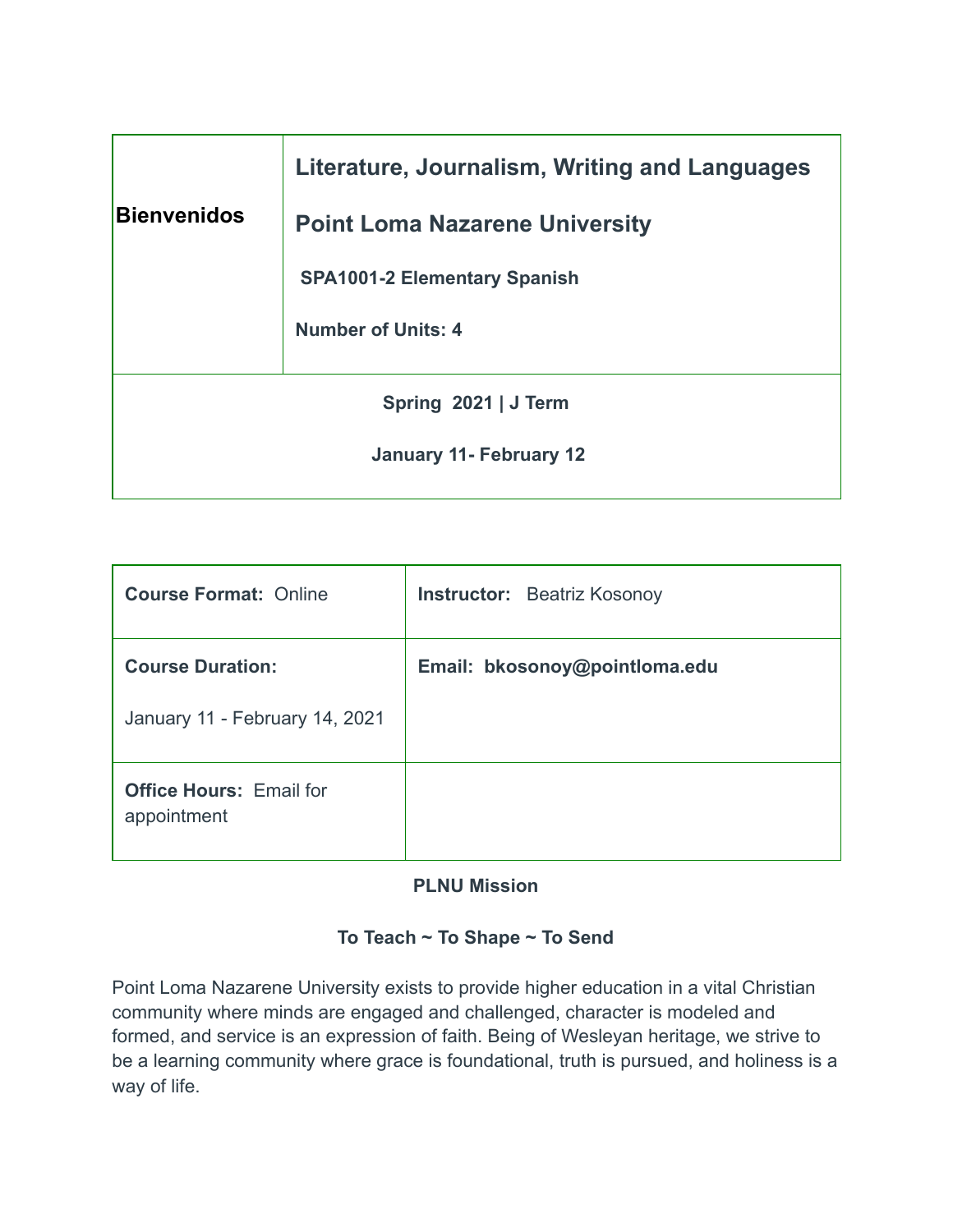| **Bienvenidos** | **Literature, Journalism, Writing and Languages**<br><br>**Point Loma Nazarene University**<br><br>**SPA1001-2 Elementary Spanish**<br><br>**Number of Units: 4** |
|---|---|
| **Spring 2021 \| J Term**<br><br>**January 11- February 12** | |

| **Course Format:** Online | **Instructor:** Beatriz Kosonoy |
|---|---|
| **Course Duration:**<br><br>January 11 - February 14, 2021 | **Email: bkosonoy@pointloma.edu** |
| **Office Hours:** Email for appointment | |

## PLNU Mission

### To Teach ~ To Shape ~ To Send

Point Loma Nazarene University exists to provide higher education in a vital Christian community where minds are engaged and challenged, character is modeled and formed, and service is an expression of faith. Being of Wesleyan heritage, we strive to be a learning community where grace is foundational, truth is pursued, and holiness is a way of life.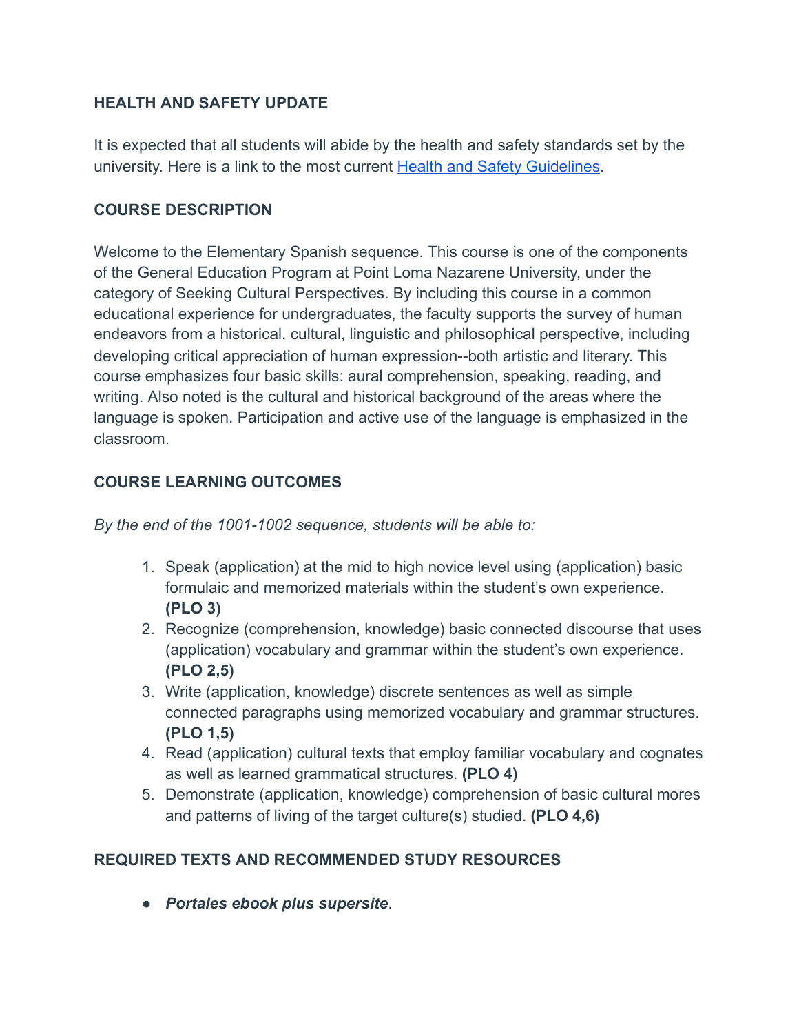## HEALTH AND SAFETY UPDATE

It is expected that all students will abide by the health and safety standards set by the university. Here is a link to the most current [Health and Safety Guidelines](#).

## COURSE DESCRIPTION

Welcome to the Elementary Spanish sequence. This course is one of the components of the General Education Program at Point Loma Nazarene University, under the category of Seeking Cultural Perspectives. By including this course in a common educational experience for undergraduates, the faculty supports the survey of human endeavors from a historical, cultural, linguistic and philosophical perspective, including developing critical appreciation of human expression--both artistic and literary. This course emphasizes four basic skills: aural comprehension, speaking, reading, and writing. Also noted is the cultural and historical background of the areas where the language is spoken. Participation and active use of the language is emphasized in the classroom.

## COURSE LEARNING OUTCOMES

*By the end of the 1001-1002 sequence, students will be able to:*

1. Speak (application) at the mid to high novice level using (application) basic formulaic and memorized materials within the student's own experience. **(PLO 3)**
2. Recognize (comprehension, knowledge) basic connected discourse that uses (application) vocabulary and grammar within the student's own experience. **(PLO 2,5)**
3. Write (application, knowledge) discrete sentences as well as simple connected paragraphs using memorized vocabulary and grammar structures. **(PLO 1,5)**
4. Read (application) cultural texts that employ familiar vocabulary and cognates as well as learned grammatical structures. **(PLO 4)**
5. Demonstrate (application, knowledge) comprehension of basic cultural mores and patterns of living of the target culture(s) studied. **(PLO 4,6)**

## REQUIRED TEXTS AND RECOMMENDED STUDY RESOURCES

- ***Portales ebook plus supersite***.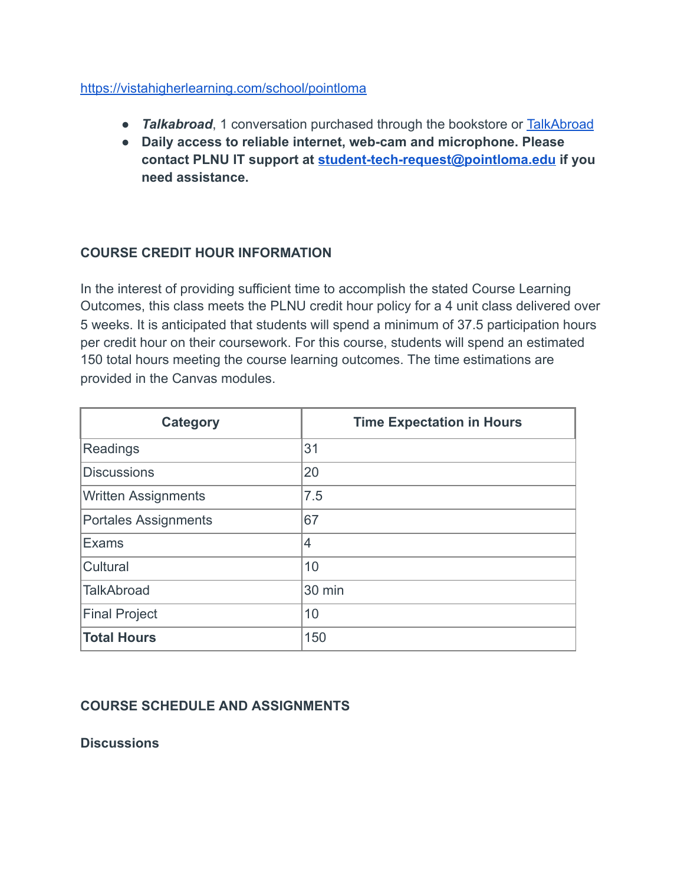https://vistahigherlearning.com/school/pointloma

- ***Talkabroad***, 1 conversation purchased through the bookstore or TalkAbroad
- **Daily access to reliable internet, web-cam and microphone. Please contact PLNU IT support at student-tech-request@pointloma.edu if you need assistance.**

## COURSE CREDIT HOUR INFORMATION

In the interest of providing sufficient time to accomplish the stated Course Learning Outcomes, this class meets the PLNU credit hour policy for a 4 unit class delivered over 5 weeks. It is anticipated that students will spend a minimum of 37.5 participation hours per credit hour on their coursework. For this course, students will spend an estimated 150 total hours meeting the course learning outcomes. The time estimations are provided in the Canvas modules.

| Category | Time Expectation in Hours |
| --- | --- |
| Readings | 31 |
| Discussions | 20 |
| Written Assignments | 7.5 |
| Portales Assignments | 67 |
| Exams | 4 |
| Cultural | 10 |
| TalkAbroad | 30 min |
| Final Project | 10 |
| **Total Hours** | 150 |

## COURSE SCHEDULE AND ASSIGNMENTS

**Discussions**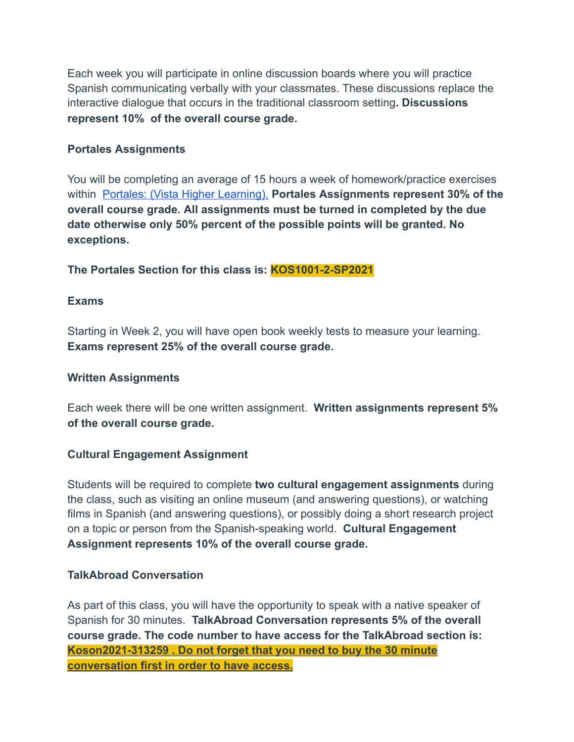Each week you will participate in online discussion boards where you will practice Spanish communicating verbally with your classmates. These discussions replace the interactive dialogue that occurs in the traditional classroom setting**. Discussions represent 10% of the overall course grade.**

**Portales Assignments**

You will be completing an average of 15 hours a week of homework/practice exercises within [Portales: (Vista Higher Learning).](#) **Portales Assignments represent 30% of the overall course grade. All assignments must be turned in completed by the due date otherwise only 50% percent of the possible points will be granted. No exceptions.**

**The Portales Section for this class is: KOS1001-2-SP2021**

**Exams**

Starting in Week 2, you will have open book weekly tests to measure your learning. **Exams represent 25% of the overall course grade.**

**Written Assignments**

Each week there will be one written assignment. **Written assignments represent 5% of the overall course grade.**

**Cultural Engagement Assignment**

Students will be required to complete **two cultural engagement assignments** during the class, such as visiting an online museum (and answering questions), or watching films in Spanish (and answering questions), or possibly doing a short research project on a topic or person from the Spanish-speaking world. **Cultural Engagement Assignment represents 10% of the overall course grade.**

**TalkAbroad Conversation**

As part of this class, you will have the opportunity to speak with a native speaker of Spanish for 30 minutes. **TalkAbroad Conversation represents 5% of the overall course grade. The code number to have access for the TalkAbroad section is: Koson2021-313259 . Do not forget that you need to buy the 30 minute conversation first in order to have access.**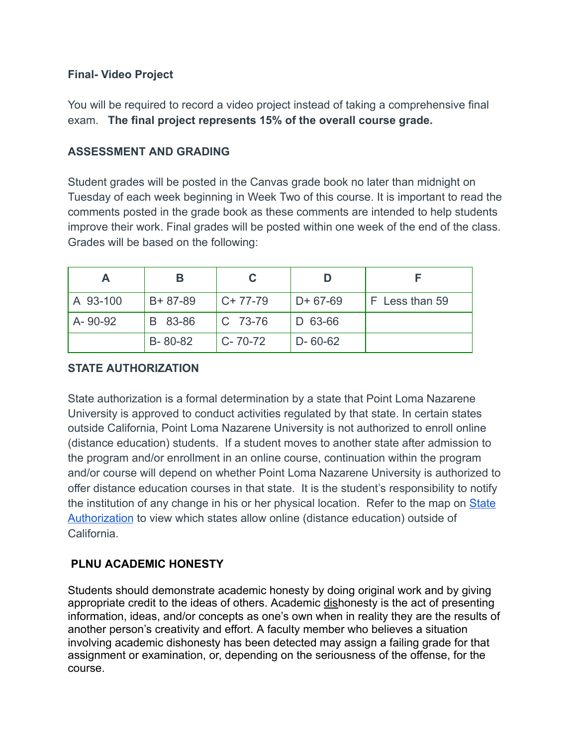**Final- Video Project**

You will be required to record a video project instead of taking a comprehensive final exam. **The final project represents 15% of the overall course grade.**

**ASSESSMENT AND GRADING**

Student grades will be posted in the Canvas grade book no later than midnight on Tuesday of each week beginning in Week Two of this course. It is important to read the comments posted in the grade book as these comments are intended to help students improve their work. Final grades will be posted within one week of the end of the class. Grades will be based on the following:

| A | B | C | D | F |
|---|---|---|---|---|
| A 93-100 | B+ 87-89 | C+ 77-79 | D+ 67-69 | F Less than 59 |
| A- 90-92 | B 83-86 | C 73-76 | D 63-66 | |
| | B- 80-82 | C- 70-72 | D- 60-62 | |

**STATE AUTHORIZATION**

State authorization is a formal determination by a state that Point Loma Nazarene University is approved to conduct activities regulated by that state. In certain states outside California, Point Loma Nazarene University is not authorized to enroll online (distance education) students. If a student moves to another state after admission to the program and/or enrollment in an online course, continuation within the program and/or course will depend on whether Point Loma Nazarene University is authorized to offer distance education courses in that state. It is the student's responsibility to notify the institution of any change in his or her physical location. Refer to the map on State Authorization to view which states allow online (distance education) outside of California.

**PLNU ACADEMIC HONESTY**

Students should demonstrate academic honesty by doing original work and by giving appropriate credit to the ideas of others. Academic dishonesty is the act of presenting information, ideas, and/or concepts as one's own when in reality they are the results of another person's creativity and effort. A faculty member who believes a situation involving academic dishonesty has been detected may assign a failing grade for that assignment or examination, or, depending on the seriousness of the offense, for the course.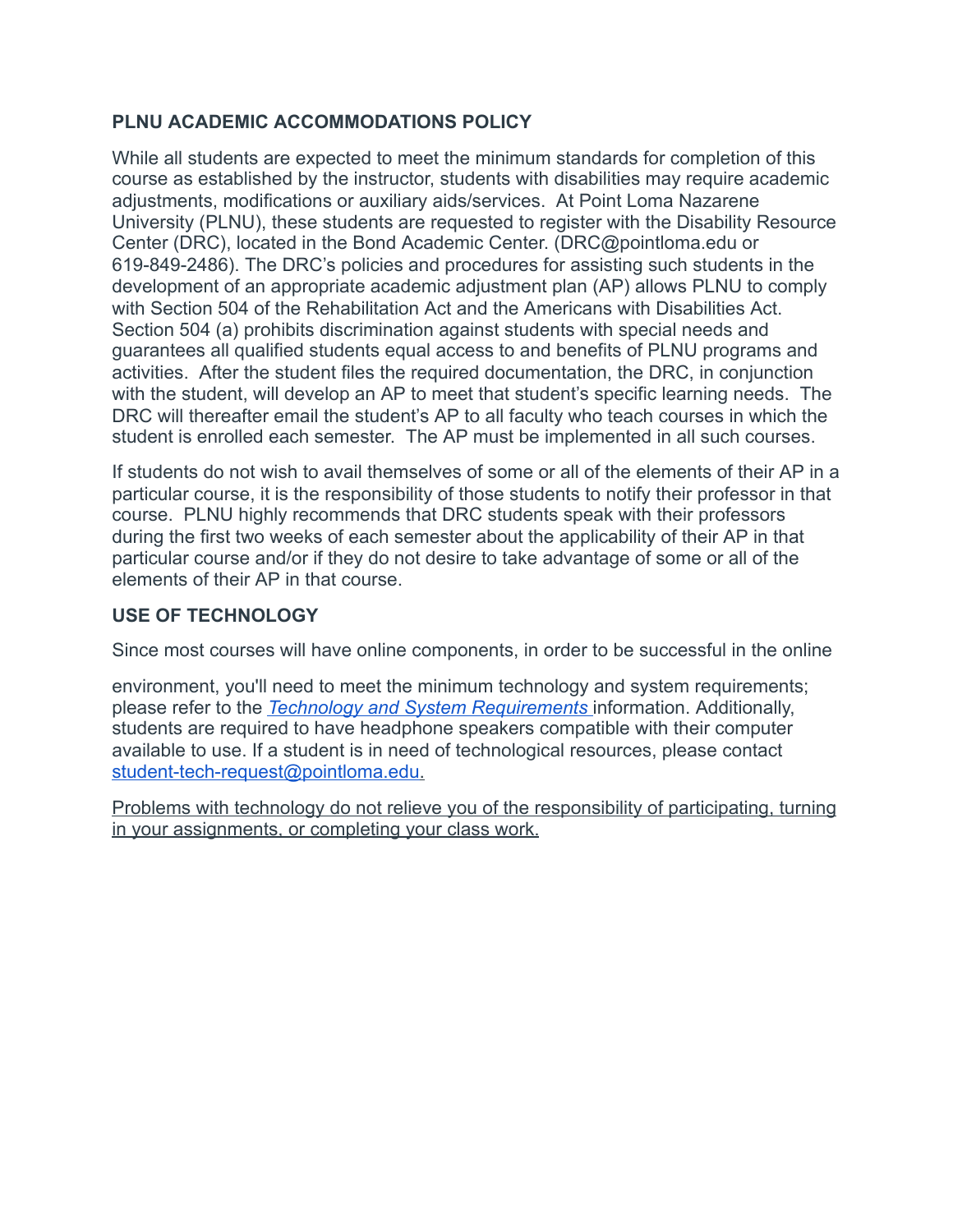### PLNU ACADEMIC ACCOMMODATIONS POLICY

While all students are expected to meet the minimum standards for completion of this course as established by the instructor, students with disabilities may require academic adjustments, modifications or auxiliary aids/services. At Point Loma Nazarene University (PLNU), these students are requested to register with the Disability Resource Center (DRC), located in the Bond Academic Center. (DRC@pointloma.edu or 619-849-2486). The DRC's policies and procedures for assisting such students in the development of an appropriate academic adjustment plan (AP) allows PLNU to comply with Section 504 of the Rehabilitation Act and the Americans with Disabilities Act. Section 504 (a) prohibits discrimination against students with special needs and guarantees all qualified students equal access to and benefits of PLNU programs and activities. After the student files the required documentation, the DRC, in conjunction with the student, will develop an AP to meet that student's specific learning needs. The DRC will thereafter email the student's AP to all faculty who teach courses in which the student is enrolled each semester. The AP must be implemented in all such courses.

If students do not wish to avail themselves of some or all of the elements of their AP in a particular course, it is the responsibility of those students to notify their professor in that course. PLNU highly recommends that DRC students speak with their professors during the first two weeks of each semester about the applicability of their AP in that particular course and/or if they do not desire to take advantage of some or all of the elements of their AP in that course.

### USE OF TECHNOLOGY

Since most courses will have online components, in order to be successful in the online environment, you'll need to meet the minimum technology and system requirements; please refer to the *Technology and System Requirements* information. Additionally, students are required to have headphone speakers compatible with their computer available to use. If a student is in need of technological resources, please contact student-tech-request@pointloma.edu.

Problems with technology do not relieve you of the responsibility of participating, turning in your assignments, or completing your class work.